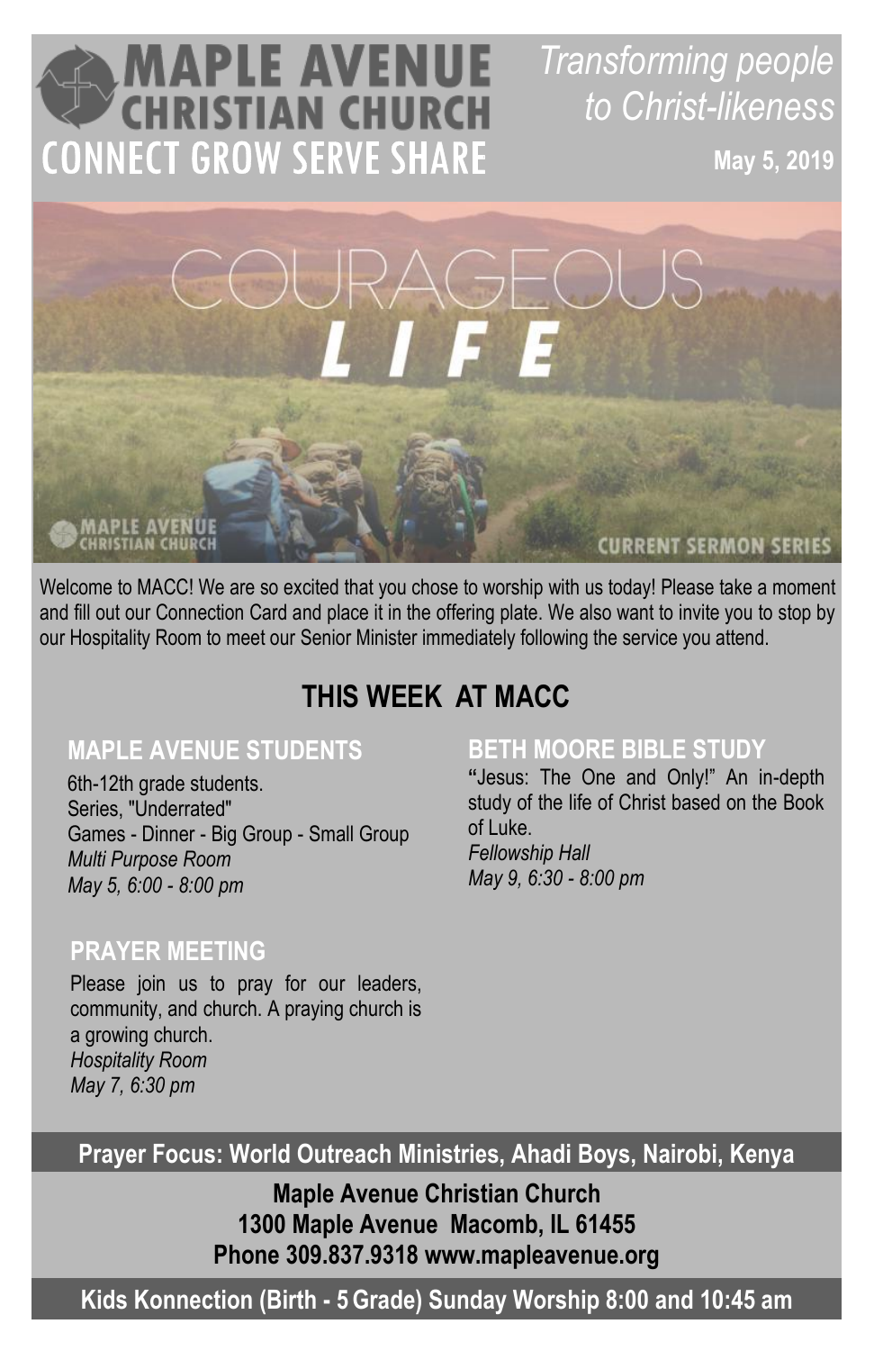# MAPLE AVENUE CHRISTIAN CHURCH

## CONNECT GROW SERVE SHARE

*Transforming people to Christ-likeness*

**May 5, 2019**

COURAGEOUS LIFE

MAPLE AVENUE CHRISTIAN CHURCH

CURRENT SERMON SERIES

Welcome to MACC! We are so excited that you chose to worship with us today! Please take a moment and fill out our Connection Card and place it in the offering plate. We also want to invite you to stop by our Hospitality Room to meet our Senior Minister immediately following the service you attend.

## THIS WEEK AT MACC

### MAPLE AVENUE STUDENTS

6th-12th grade students.
Series, "Underrated"
Games - Dinner - Big Group - Small Group
*Multi Purpose Room*
*May 5, 6:00 - 8:00 pm*

### PRAYER MEETING

Please join us to pray for our leaders, community, and church. A praying church is a growing church.
*Hospitality Room*
*May 7, 6:30 pm*

### BETH MOORE BIBLE STUDY

"Jesus: The One and Only!" An in-depth study of the life of Christ based on the Book of Luke.
*Fellowship Hall*
*May 9, 6:30 - 8:00 pm*

**Prayer Focus: World Outreach Ministries, Ahadi Boys, Nairobi, Kenya**

**Maple Avenue Christian Church**
**1300 Maple Avenue Macomb, IL 61455**
**Phone 309.837.9318 www.mapleavenue.org**

**Kids Konnection (Birth - 5 Grade) Sunday Worship 8:00 and 10:45 am**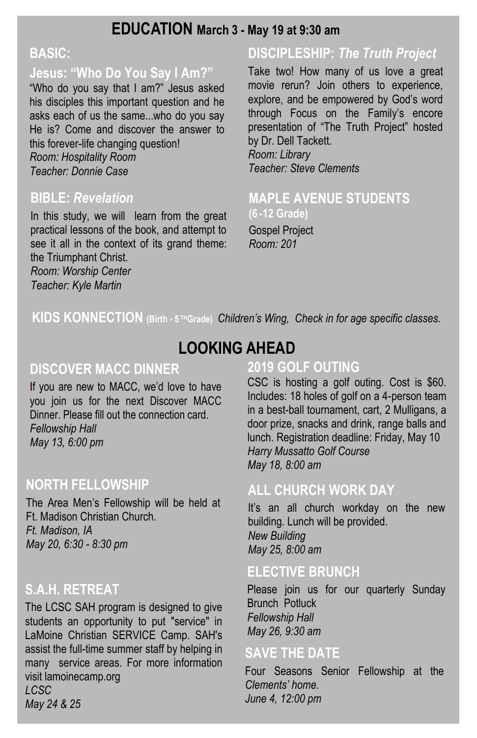# EDUCATION March 3 - May 19 at 9:30 am

## BASIC:

### Jesus: "Who Do You Say I Am?"

"Who do you say that I am?" Jesus asked his disciples this important question and he asks each of us the same...who do you say He is? Come and discover the answer to this forever-life changing question!

*Room: Hospitality Room*
*Teacher: Donnie Case*

## BIBLE: *Revelation*

In this study, we will learn from the great practical lessons of the book, and attempt to see it all in the context of its grand theme: the Triumphant Christ.

*Room: Worship Center*
*Teacher: Kyle Martin*

## DISCIPLESHIP: *The Truth Project*

Take two! How many of us love a great movie rerun? Join others to experience, explore, and be empowered by God's word through Focus on the Family's encore presentation of "The Truth Project" hosted by Dr. Dell Tackett.

*Room: Library*
*Teacher: Steve Clements*

## MAPLE AVENUE STUDENTS

**(6-12 Grade)**

Gospel Project
*Room: 201*

## KIDS KONNECTION (Birth - 5TH Grade)

*Children's Wing, Check in for age specific classes.*

# LOOKING AHEAD

## DISCOVER MACC DINNER

If you are new to MACC, we'd love to have you join us for the next Discover MACC Dinner. Please fill out the connection card.

*Fellowship Hall*
*May 13, 6:00 pm*

## NORTH FELLOWSHIP

The Area Men's Fellowship will be held at Ft. Madison Christian Church.

*Ft. Madison, IA*
*May 20, 6:30 - 8:30 pm*

## S.A.H. RETREAT

The LCSC SAH program is designed to give students an opportunity to put "service" in LaMoine Christian SERVICE Camp. SAH's assist the full-time summer staff by helping in many service areas. For more information visit lamoinecamp.org

*LCSC*
*May 24 & 25*

## 2019 GOLF OUTING

CSC is hosting a golf outing. Cost is $60. Includes: 18 holes of golf on a 4-person team in a best-ball tournament, cart, 2 Mulligans, a door prize, snacks and drink, range balls and lunch. Registration deadline: Friday, May 10

*Harry Mussatto Golf Course*
*May 18, 8:00 am*

## ALL CHURCH WORK DAY

It's an all church workday on the new building. Lunch will be provided.

*New Building*
*May 25, 8:00 am*

## ELECTIVE BRUNCH

Please join us for our quarterly Sunday Brunch Potluck

*Fellowship Hall*
*May 26, 9:30 am*

## SAVE THE DATE

Four Seasons Senior Fellowship at the *Clements' home.*
*June 4, 12:00 pm*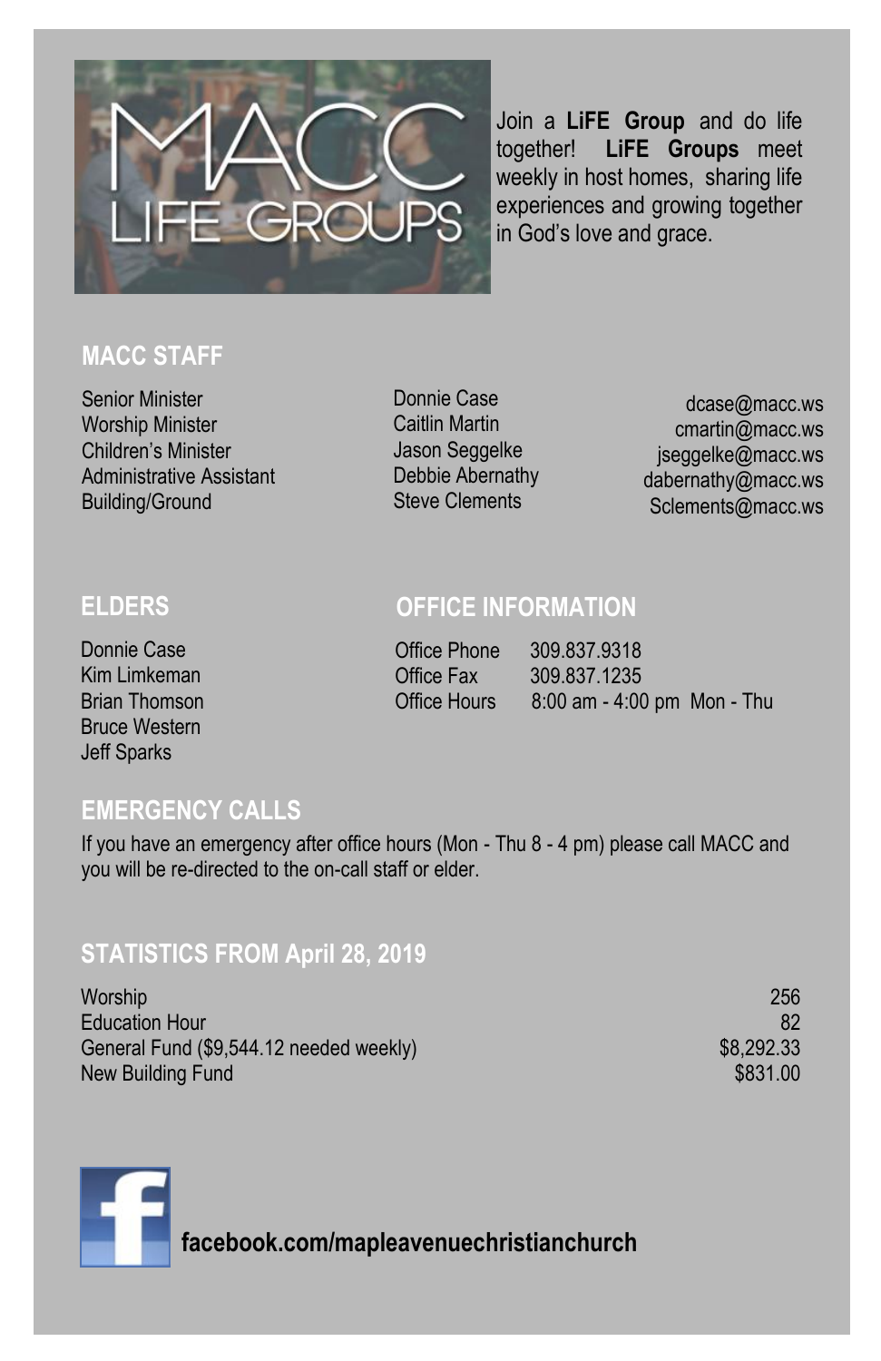Join a **LiFE Group** and do life together! **LiFE Groups** meet weekly in host homes, sharing life experiences and growing together in God's love and grace.

## MACC STAFF

| | | |
|---|---|---|
| Senior Minister | Donnie Case | dcase@macc.ws |
| Worship Minister | Caitlin Martin | cmartin@macc.ws |
| Children's Minister | Jason Seggelke | jseggelke@macc.ws |
| Administrative Assistant | Debbie Abernathy | dabernathy@macc.ws |
| Building/Ground | Steve Clements | Sclements@macc.ws |

## ELDERS

Donnie Case
Kim Limkeman
Brian Thomson
Bruce Western
Jeff Sparks

## OFFICE INFORMATION

| | |
|---|---|
| Office Phone | 309.837.9318 |
| Office Fax | 309.837.1235 |
| Office Hours | 8:00 am - 4:00 pm Mon - Thu |

## EMERGENCY CALLS

If you have an emergency after office hours (Mon - Thu 8 - 4 pm) please call MACC and you will be re-directed to the on-call staff or elder.

## STATISTICS FROM April 28, 2019

| | |
|---|---|
| Worship | 256 |
| Education Hour | 82 |
| General Fund ($9,544.12 needed weekly) | $8,292.33 |
| New Building Fund | $831.00 |

**facebook.com/mapleavenuechristianchurch**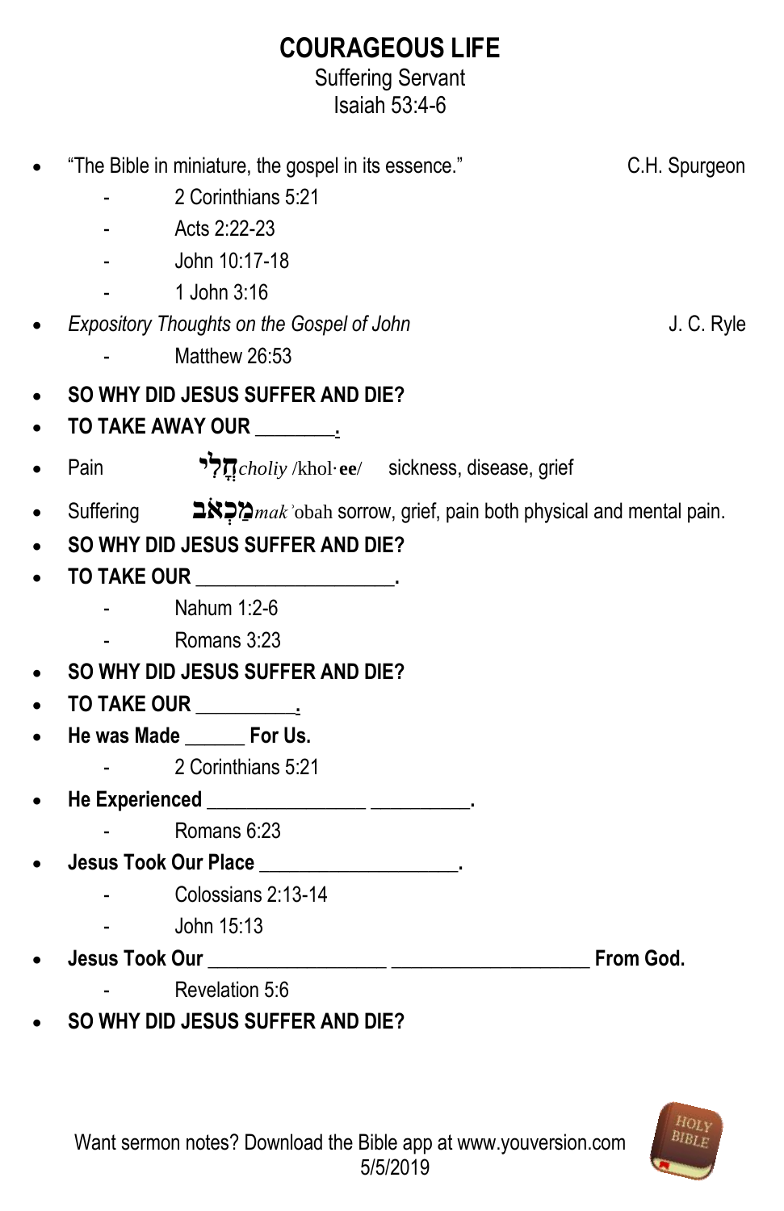# COURAGEOUS LIFE

## Suffering Servant

### Isaiah 53:4-6

- "The Bible in miniature, the gospel in its essence." C.H. Spurgeon
  - 2 Corinthians 5:21
  - Acts 2:22-23
  - John 10:17-18
  - 1 John 3:16
- *Expository Thoughts on the Gospel of John* J. C. Ryle
  - Matthew 26:53
- **SO WHY DID JESUS SUFFER AND DIE?**
- **TO TAKE AWAY OUR ________.**
- Pain חֳלִי *choliy* /khol·**ee**/ sickness, disease, grief
- Suffering מַכְאֹב *mak'obah* sorrow, grief, pain both physical and mental pain.
- **SO WHY DID JESUS SUFFER AND DIE?**
- **TO TAKE OUR ____________________.**
  - Nahum 1:2-6
  - Romans 3:23
- **SO WHY DID JESUS SUFFER AND DIE?**
- **TO TAKE OUR __________.**
- **He was Made ______ For Us.**
  - 2 Corinthians 5:21
- **He Experienced ________________ __________.**
  - Romans 6:23
- **Jesus Took Our Place ____________________.**
  - Colossians 2:13-14
  - John 15:13
- **Jesus Took Our __________________ ____________________ From God.**
  - Revelation 5:6
- **SO WHY DID JESUS SUFFER AND DIE?**

Want sermon notes? Download the Bible app at www.youversion.com
5/5/2019